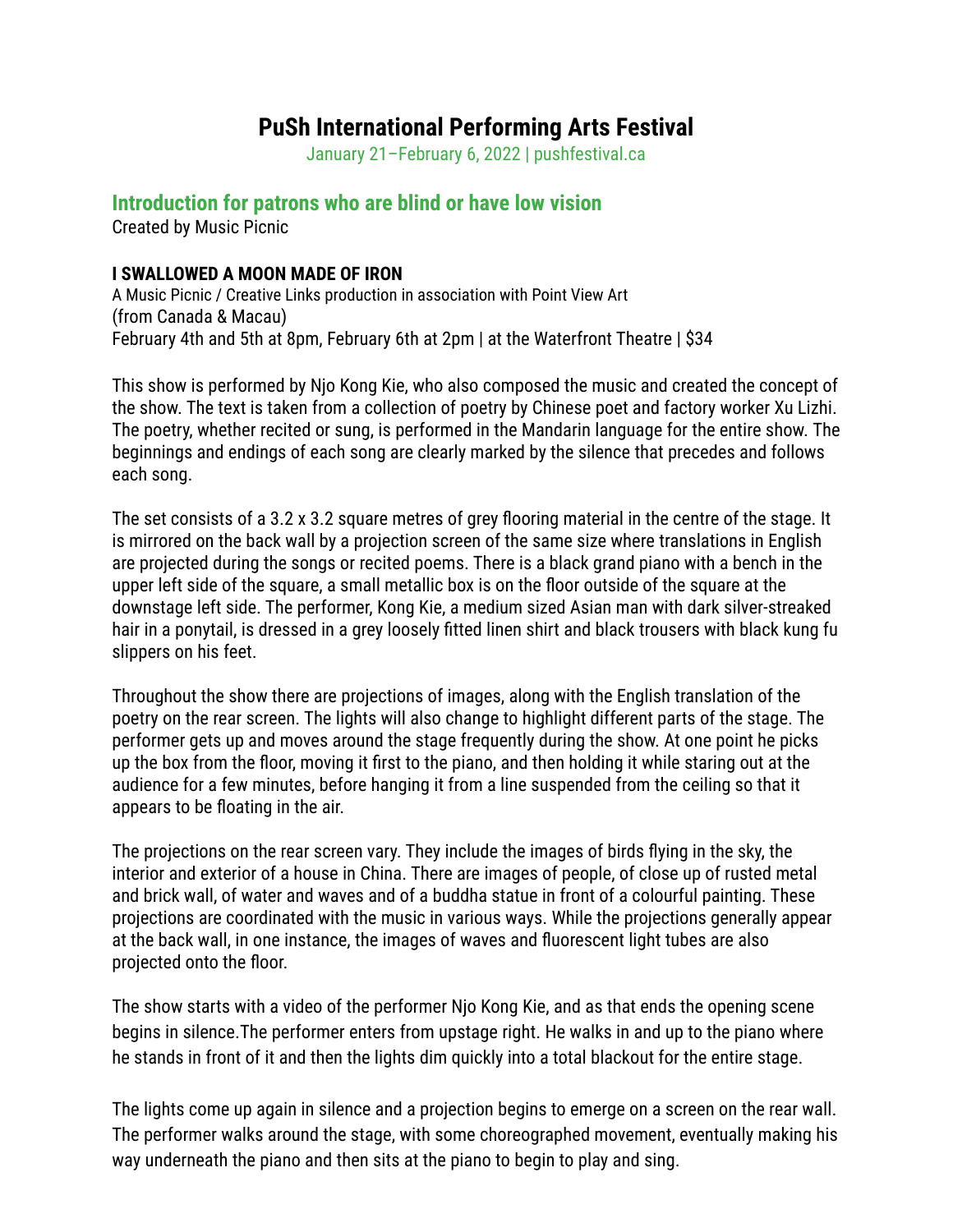# PuSh International Performing Arts Festival

January 21–February 6, 2022 | pushfestival.ca

## Introduction for patrons who are blind or have low vision

Created by Music Picnic

### I SWALLOWED A MOON MADE OF IRON

A Music Picnic / Creative Links production in association with Point View Art
(from Canada & Macau)
February 4th and 5th at 8pm, February 6th at 2pm | at the Waterfront Theatre | $34

This show is performed by Njo Kong Kie, who also composed the music and created the concept of the show. The text is taken from a collection of poetry by Chinese poet and factory worker Xu Lizhi. The poetry, whether recited or sung, is performed in the Mandarin language for the entire show. The beginnings and endings of each song are clearly marked by the silence that precedes and follows each song.

The set consists of a 3.2 x 3.2 square metres of grey flooring material in the centre of the stage. It is mirrored on the back wall by a projection screen of the same size where translations in English are projected during the songs or recited poems. There is a black grand piano with a bench in the upper left side of the square, a small metallic box is on the floor outside of the square at the downstage left side. The performer, Kong Kie, a medium sized Asian man with dark silver-streaked hair in a ponytail, is dressed in a grey loosely fitted linen shirt and black trousers with black kung fu slippers on his feet.

Throughout the show there are projections of images, along with the English translation of the poetry on the rear screen. The lights will also change to highlight different parts of the stage. The performer gets up and moves around the stage frequently during the show. At one point he picks up the box from the floor, moving it first to the piano, and then holding it while staring out at the audience for a few minutes, before hanging it from a line suspended from the ceiling so that it appears to be floating in the air.

The projections on the rear screen vary. They include the images of birds flying in the sky, the interior and exterior of a house in China. There are images of people, of close up of rusted metal and brick wall, of water and waves and of a buddha statue in front of a colourful painting. These projections are coordinated with the music in various ways. While the projections generally appear at the back wall, in one instance, the images of waves and fluorescent light tubes are also projected onto the floor.

The show starts with a video of the performer Njo Kong Kie, and as that ends the opening scene begins in silence.The performer enters from upstage right. He walks in and up to the piano where he stands in front of it and then the lights dim quickly into a total blackout for the entire stage.

The lights come up again in silence and a projection begins to emerge on a screen on the rear wall. The performer walks around the stage, with some choreographed movement, eventually making his way underneath the piano and then sits at the piano to begin to play and sing.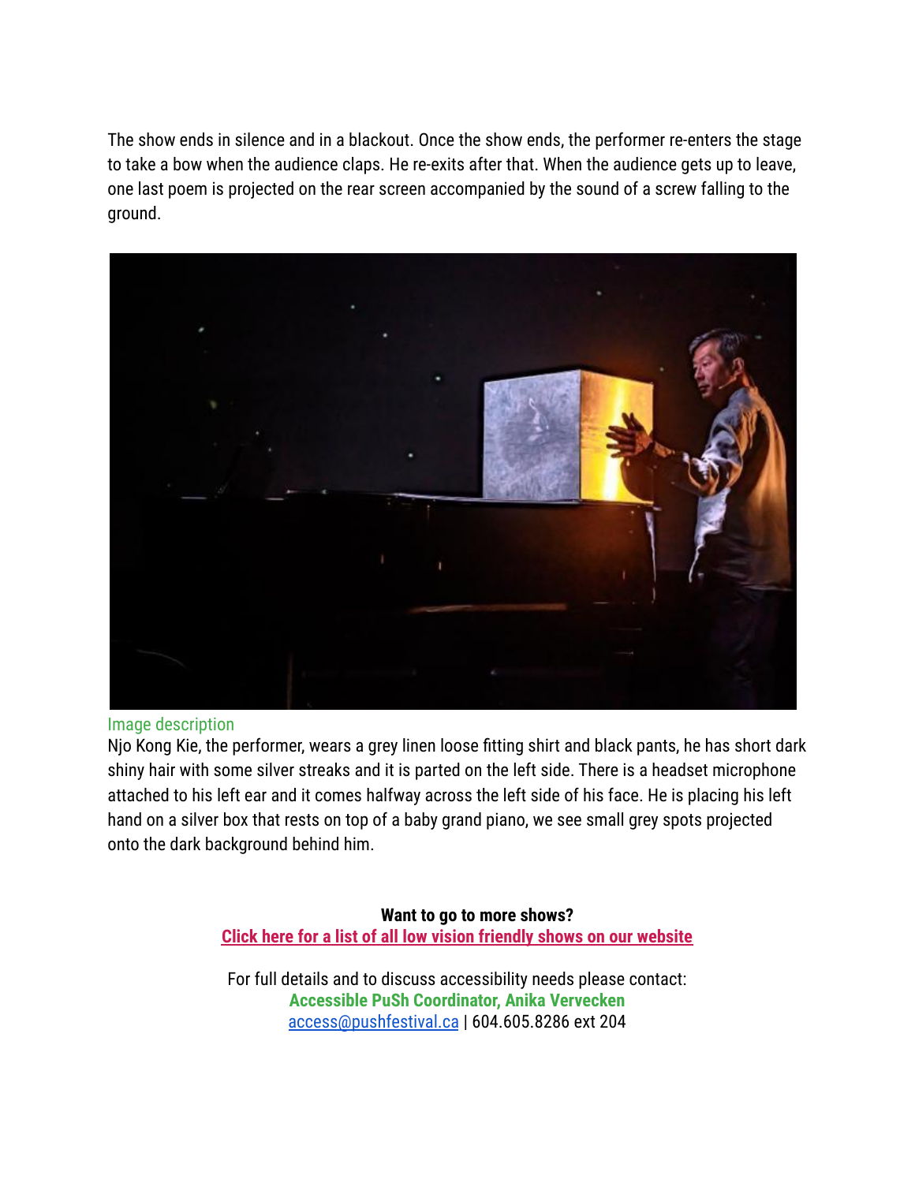The show ends in silence and in a blackout. Once the show ends, the performer re-enters the stage to take a bow when the audience claps. He re-exits after that. When the audience gets up to leave, one last poem is projected on the rear screen accompanied by the sound of a screw falling to the ground.

Image description

Njo Kong Kie, the performer, wears a grey linen loose fitting shirt and black pants, he has short dark shiny hair with some silver streaks and it is parted on the left side. There is a headset microphone attached to his left ear and it comes halfway across the left side of his face. He is placing his left hand on a silver box that rests on top of a baby grand piano, we see small grey spots projected onto the dark background behind him.

**Want to go to more shows?**

**Click here for a list of all low vision friendly shows on our website**

For full details and to discuss accessibility needs please contact:

**Accessible PuSh Coordinator, Anika Vervecken**

access@pushfestival.ca | 604.605.8286 ext 204